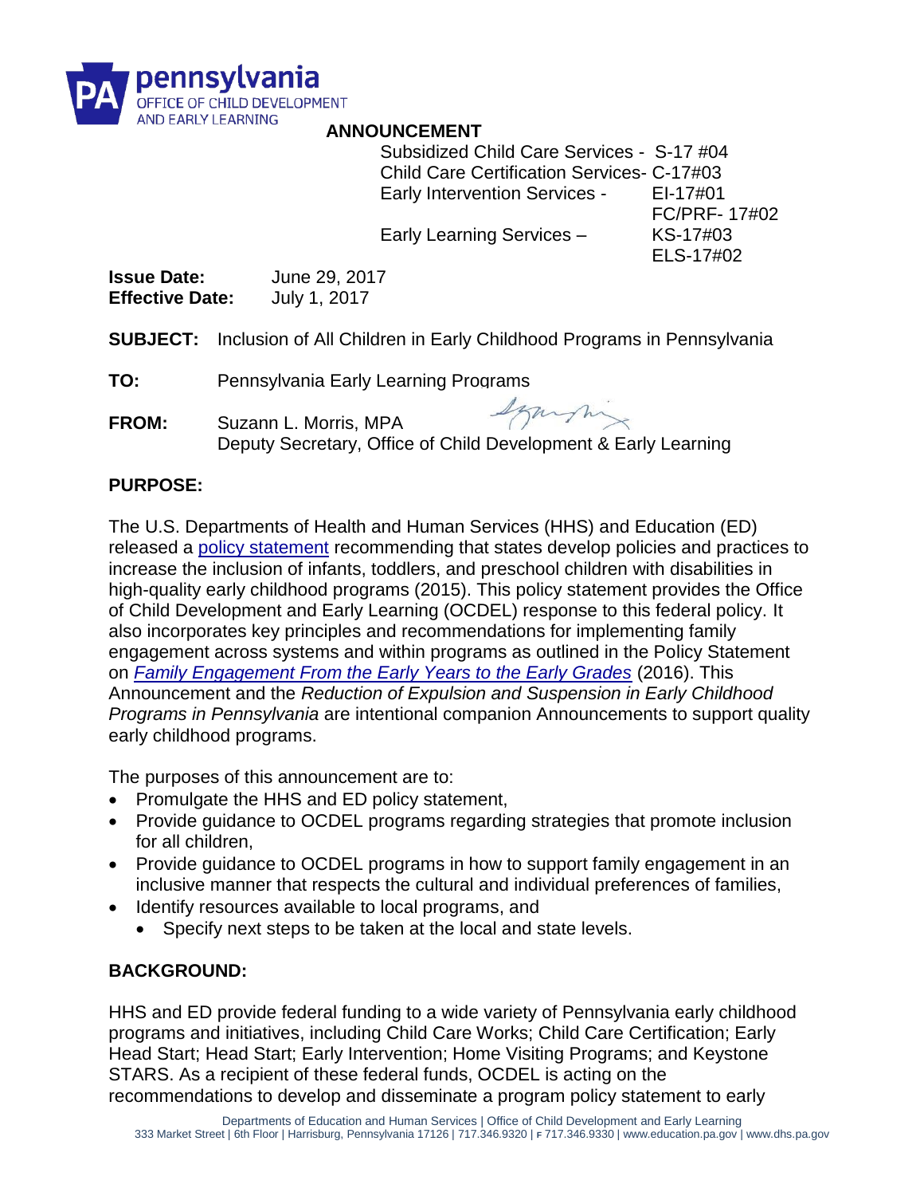pennsylvania
OFFICE OF CHILD DEVELOPMENT
AND EARLY LEARNING

**ANNOUNCEMENT**

Subsidized Child Care Services - S-17 #04
Child Care Certification Services- C-17#03
Early Intervention Services - EI-17#01
FC/PRF- 17#02
Early Learning Services – KS-17#03
ELS-17#02

**Issue Date:** June 29, 2017
**Effective Date:** July 1, 2017

**SUBJECT:** Inclusion of All Children in Early Childhood Programs in Pennsylvania

**TO:** Pennsylvania Early Learning Programs

**FROM:** Suzann L. Morris, MPA
Deputy Secretary, Office of Child Development & Early Learning

## PURPOSE:

The U.S. Departments of Health and Human Services (HHS) and Education (ED) released a policy statement recommending that states develop policies and practices to increase the inclusion of infants, toddlers, and preschool children with disabilities in high-quality early childhood programs (2015). This policy statement provides the Office of Child Development and Early Learning (OCDEL) response to this federal policy. It also incorporates key principles and recommendations for implementing family engagement across systems and within programs as outlined in the Policy Statement on *Family Engagement From the Early Years to the Early Grades* (2016). This Announcement and the *Reduction of Expulsion and Suspension in Early Childhood Programs in Pennsylvania* are intentional companion Announcements to support quality early childhood programs.

The purposes of this announcement are to:

- Promulgate the HHS and ED policy statement,
- Provide guidance to OCDEL programs regarding strategies that promote inclusion for all children,
- Provide guidance to OCDEL programs in how to support family engagement in an inclusive manner that respects the cultural and individual preferences of families,
- Identify resources available to local programs, and
  - Specify next steps to be taken at the local and state levels.

## BACKGROUND:

HHS and ED provide federal funding to a wide variety of Pennsylvania early childhood programs and initiatives, including Child Care Works; Child Care Certification; Early Head Start; Head Start; Early Intervention; Home Visiting Programs; and Keystone STARS. As a recipient of these federal funds, OCDEL is acting on the recommendations to develop and disseminate a program policy statement to early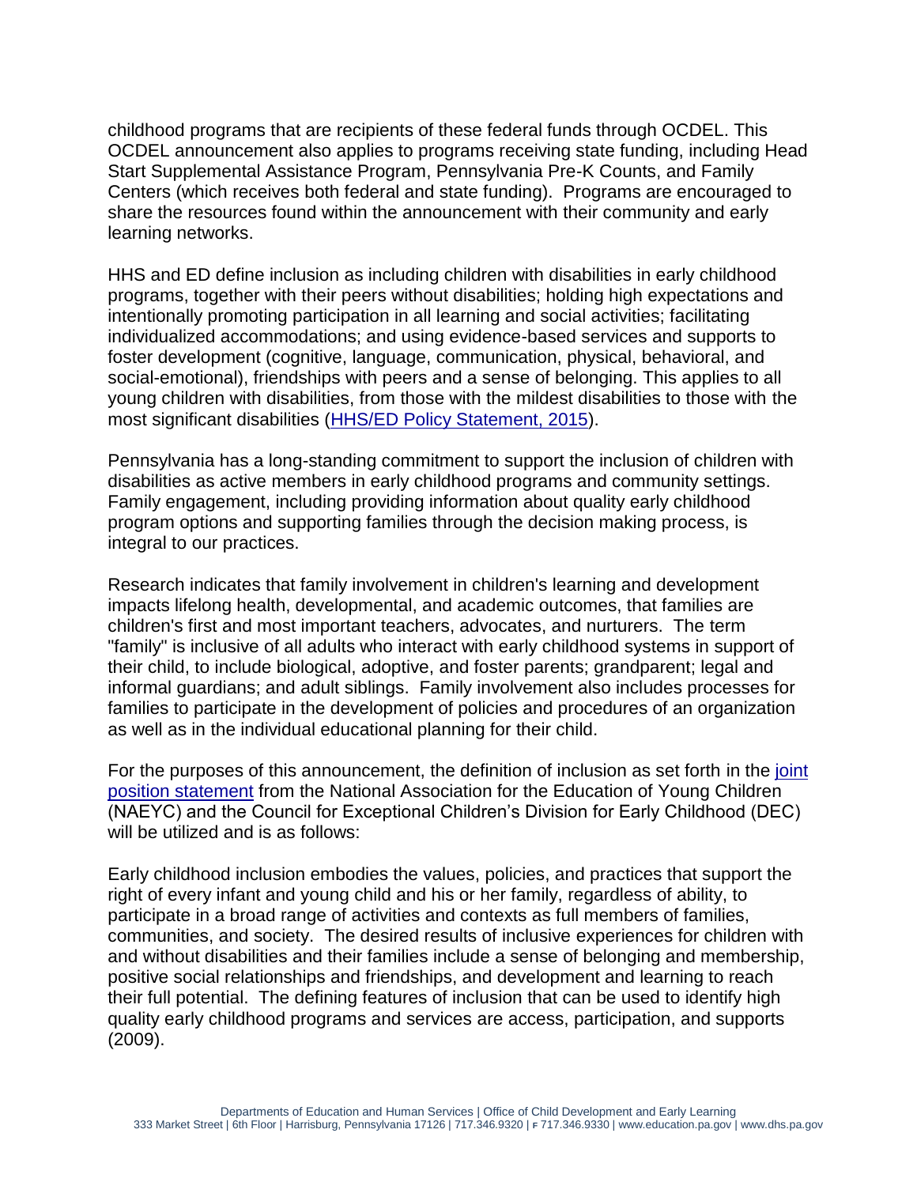childhood programs that are recipients of these federal funds through OCDEL. This OCDEL announcement also applies to programs receiving state funding, including Head Start Supplemental Assistance Program, Pennsylvania Pre-K Counts, and Family Centers (which receives both federal and state funding). Programs are encouraged to share the resources found within the announcement with their community and early learning networks.

HHS and ED define inclusion as including children with disabilities in early childhood programs, together with their peers without disabilities; holding high expectations and intentionally promoting participation in all learning and social activities; facilitating individualized accommodations; and using evidence-based services and supports to foster development (cognitive, language, communication, physical, behavioral, and social-emotional), friendships with peers and a sense of belonging. This applies to all young children with disabilities, from those with the mildest disabilities to those with the most significant disabilities ([HHS/ED Policy Statement, 2015]).

Pennsylvania has a long-standing commitment to support the inclusion of children with disabilities as active members in early childhood programs and community settings. Family engagement, including providing information about quality early childhood program options and supporting families through the decision making process, is integral to our practices.

Research indicates that family involvement in children's learning and development impacts lifelong health, developmental, and academic outcomes, that families are children's first and most important teachers, advocates, and nurturers. The term "family" is inclusive of all adults who interact with early childhood systems in support of their child, to include biological, adoptive, and foster parents; grandparent; legal and informal guardians; and adult siblings. Family involvement also includes processes for families to participate in the development of policies and procedures of an organization as well as in the individual educational planning for their child.

For the purposes of this announcement, the definition of inclusion as set forth in the [joint position statement] from the National Association for the Education of Young Children (NAEYC) and the Council for Exceptional Children's Division for Early Childhood (DEC) will be utilized and is as follows:

Early childhood inclusion embodies the values, policies, and practices that support the right of every infant and young child and his or her family, regardless of ability, to participate in a broad range of activities and contexts as full members of families, communities, and society. The desired results of inclusive experiences for children with and without disabilities and their families include a sense of belonging and membership, positive social relationships and friendships, and development and learning to reach their full potential. The defining features of inclusion that can be used to identify high quality early childhood programs and services are access, participation, and supports (2009).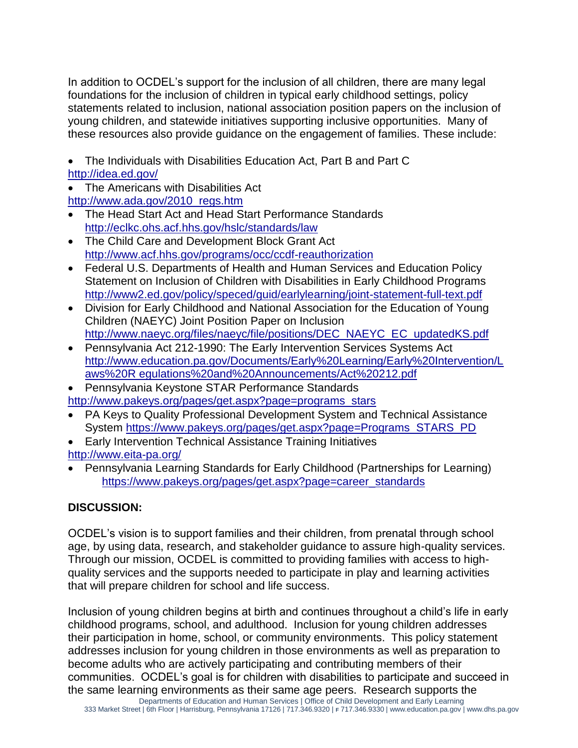In addition to OCDEL's support for the inclusion of all children, there are many legal foundations for the inclusion of children in typical early childhood settings, policy statements related to inclusion, national association position papers on the inclusion of young children, and statewide initiatives supporting inclusive opportunities. Many of these resources also provide guidance on the engagement of families. These include:

- The Individuals with Disabilities Education Act, Part B and Part C http://idea.ed.gov/
- The Americans with Disabilities Act http://www.ada.gov/2010_regs.htm
- The Head Start Act and Head Start Performance Standards http://eclkc.ohs.acf.hhs.gov/hslc/standards/law
- The Child Care and Development Block Grant Act http://www.acf.hhs.gov/programs/occ/ccdf-reauthorization
- Federal U.S. Departments of Health and Human Services and Education Policy Statement on Inclusion of Children with Disabilities in Early Childhood Programs http://www2.ed.gov/policy/speced/guid/earlylearning/joint-statement-full-text.pdf
- Division for Early Childhood and National Association for the Education of Young Children (NAEYC) Joint Position Paper on Inclusion http://www.naeyc.org/files/naeyc/file/positions/DEC_NAEYC_EC_updatedKS.pdf
- Pennsylvania Act 212-1990: The Early Intervention Services Systems Act http://www.education.pa.gov/Documents/Early%20Learning/Early%20Intervention/Laws%20R egulations%20and%20Announcements/Act%20212.pdf
- Pennsylvania Keystone STAR Performance Standards http://www.pakeys.org/pages/get.aspx?page=programs_stars
- PA Keys to Quality Professional Development System and Technical Assistance System https://www.pakeys.org/pages/get.aspx?page=Programs_STARS_PD
- Early Intervention Technical Assistance Training Initiatives http://www.eita-pa.org/
- Pennsylvania Learning Standards for Early Childhood (Partnerships for Learning) https://www.pakeys.org/pages/get.aspx?page=career_standards

**DISCUSSION:**

OCDEL's vision is to support families and their children, from prenatal through school age, by using data, research, and stakeholder guidance to assure high-quality services. Through our mission, OCDEL is committed to providing families with access to high-quality services and the supports needed to participate in play and learning activities that will prepare children for school and life success.

Inclusion of young children begins at birth and continues throughout a child's life in early childhood programs, school, and adulthood. Inclusion for young children addresses their participation in home, school, or community environments. This policy statement addresses inclusion for young children in those environments as well as preparation to become adults who are actively participating and contributing members of their communities. OCDEL's goal is for children with disabilities to participate and succeed in the same learning environments as their same age peers. Research supports the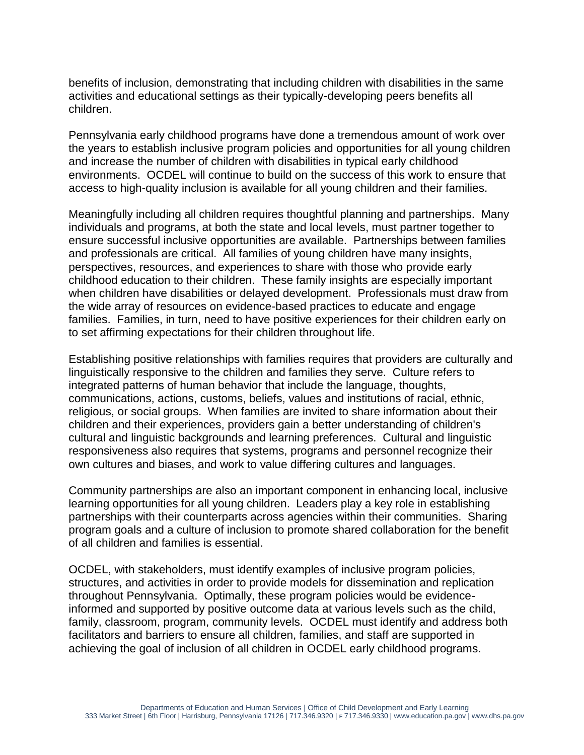benefits of inclusion, demonstrating that including children with disabilities in the same activities and educational settings as their typically-developing peers benefits all children.

Pennsylvania early childhood programs have done a tremendous amount of work over the years to establish inclusive program policies and opportunities for all young children and increase the number of children with disabilities in typical early childhood environments. OCDEL will continue to build on the success of this work to ensure that access to high-quality inclusion is available for all young children and their families.

Meaningfully including all children requires thoughtful planning and partnerships. Many individuals and programs, at both the state and local levels, must partner together to ensure successful inclusive opportunities are available. Partnerships between families and professionals are critical. All families of young children have many insights, perspectives, resources, and experiences to share with those who provide early childhood education to their children. These family insights are especially important when children have disabilities or delayed development. Professionals must draw from the wide array of resources on evidence-based practices to educate and engage families. Families, in turn, need to have positive experiences for their children early on to set affirming expectations for their children throughout life.

Establishing positive relationships with families requires that providers are culturally and linguistically responsive to the children and families they serve. Culture refers to integrated patterns of human behavior that include the language, thoughts, communications, actions, customs, beliefs, values and institutions of racial, ethnic, religious, or social groups. When families are invited to share information about their children and their experiences, providers gain a better understanding of children's cultural and linguistic backgrounds and learning preferences. Cultural and linguistic responsiveness also requires that systems, programs and personnel recognize their own cultures and biases, and work to value differing cultures and languages.

Community partnerships are also an important component in enhancing local, inclusive learning opportunities for all young children. Leaders play a key role in establishing partnerships with their counterparts across agencies within their communities. Sharing program goals and a culture of inclusion to promote shared collaboration for the benefit of all children and families is essential.

OCDEL, with stakeholders, must identify examples of inclusive program policies, structures, and activities in order to provide models for dissemination and replication throughout Pennsylvania. Optimally, these program policies would be evidence-informed and supported by positive outcome data at various levels such as the child, family, classroom, program, community levels. OCDEL must identify and address both facilitators and barriers to ensure all children, families, and staff are supported in achieving the goal of inclusion of all children in OCDEL early childhood programs.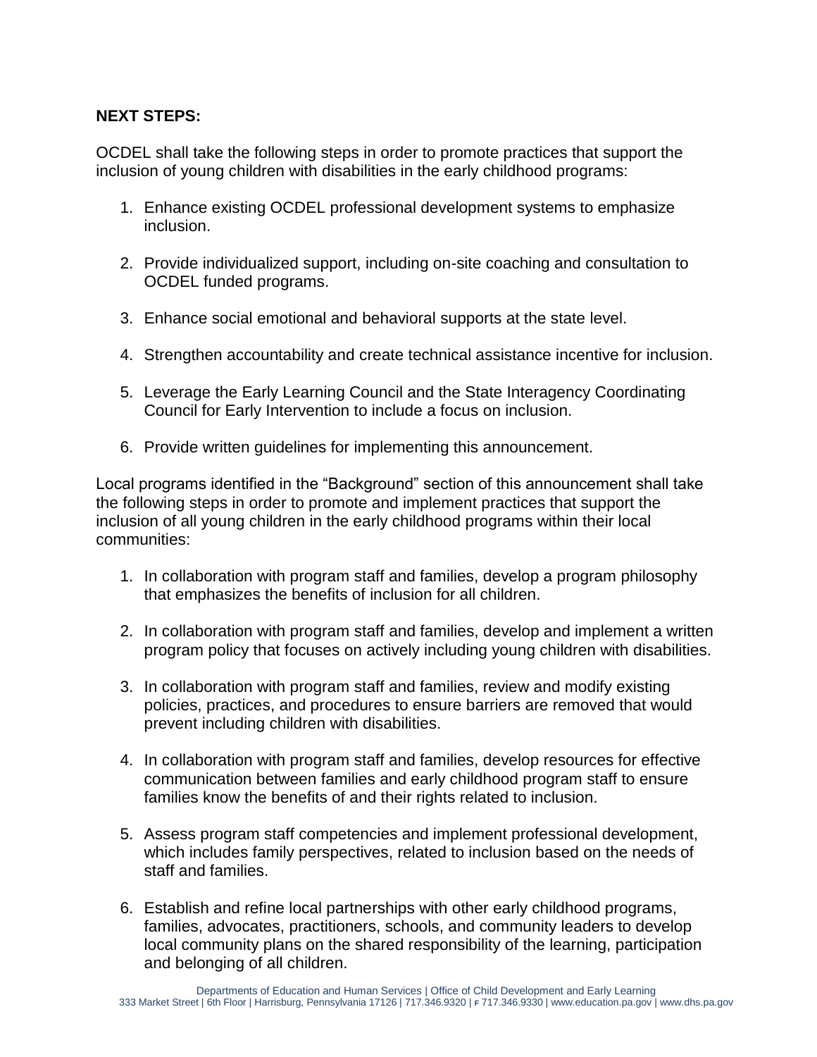**NEXT STEPS:**

OCDEL shall take the following steps in order to promote practices that support the inclusion of young children with disabilities in the early childhood programs:

1. Enhance existing OCDEL professional development systems to emphasize inclusion.
2. Provide individualized support, including on-site coaching and consultation to OCDEL funded programs.
3. Enhance social emotional and behavioral supports at the state level.
4. Strengthen accountability and create technical assistance incentive for inclusion.
5. Leverage the Early Learning Council and the State Interagency Coordinating Council for Early Intervention to include a focus on inclusion.
6. Provide written guidelines for implementing this announcement.

Local programs identified in the "Background" section of this announcement shall take the following steps in order to promote and implement practices that support the inclusion of all young children in the early childhood programs within their local communities:

1. In collaboration with program staff and families, develop a program philosophy that emphasizes the benefits of inclusion for all children.
2. In collaboration with program staff and families, develop and implement a written program policy that focuses on actively including young children with disabilities.
3. In collaboration with program staff and families, review and modify existing policies, practices, and procedures to ensure barriers are removed that would prevent including children with disabilities.
4. In collaboration with program staff and families, develop resources for effective communication between families and early childhood program staff to ensure families know the benefits of and their rights related to inclusion.
5. Assess program staff competencies and implement professional development, which includes family perspectives, related to inclusion based on the needs of staff and families.
6. Establish and refine local partnerships with other early childhood programs, families, advocates, practitioners, schools, and community leaders to develop local community plans on the shared responsibility of the learning, participation and belonging of all children.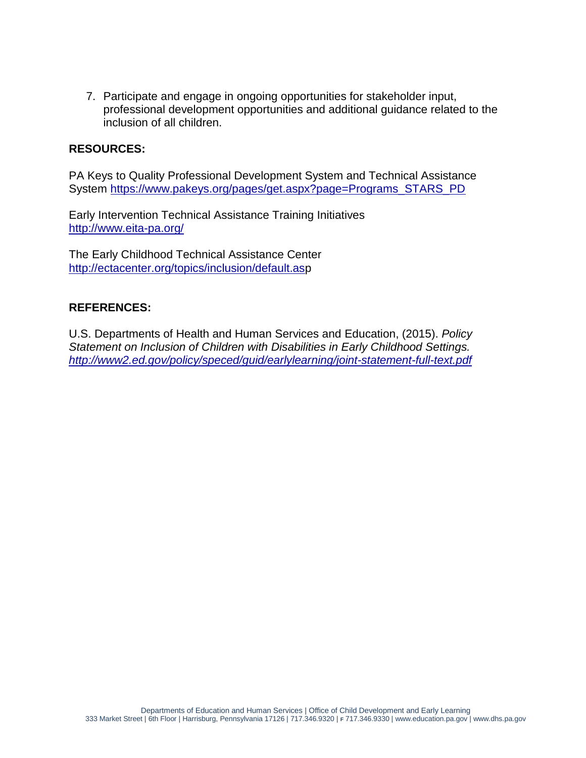7. Participate and engage in ongoing opportunities for stakeholder input, professional development opportunities and additional guidance related to the inclusion of all children.

**RESOURCES:**

PA Keys to Quality Professional Development System and Technical Assistance System https://www.pakeys.org/pages/get.aspx?page=Programs_STARS_PD

Early Intervention Technical Assistance Training Initiatives
http://www.eita-pa.org/

The Early Childhood Technical Assistance Center
http://ectacenter.org/topics/inclusion/default.asp

**REFERENCES:**

U.S. Departments of Health and Human Services and Education, (2015). *Policy Statement on Inclusion of Children with Disabilities in Early Childhood Settings.* *http://www2.ed.gov/policy/speced/guid/earlylearning/joint-statement-full-text.pdf*

Departments of Education and Human Services | Office of Child Development and Early Learning
333 Market Street | 6th Floor | Harrisburg, Pennsylvania 17126 | 717.346.9320 | F 717.346.9330 | www.education.pa.gov | www.dhs.pa.gov